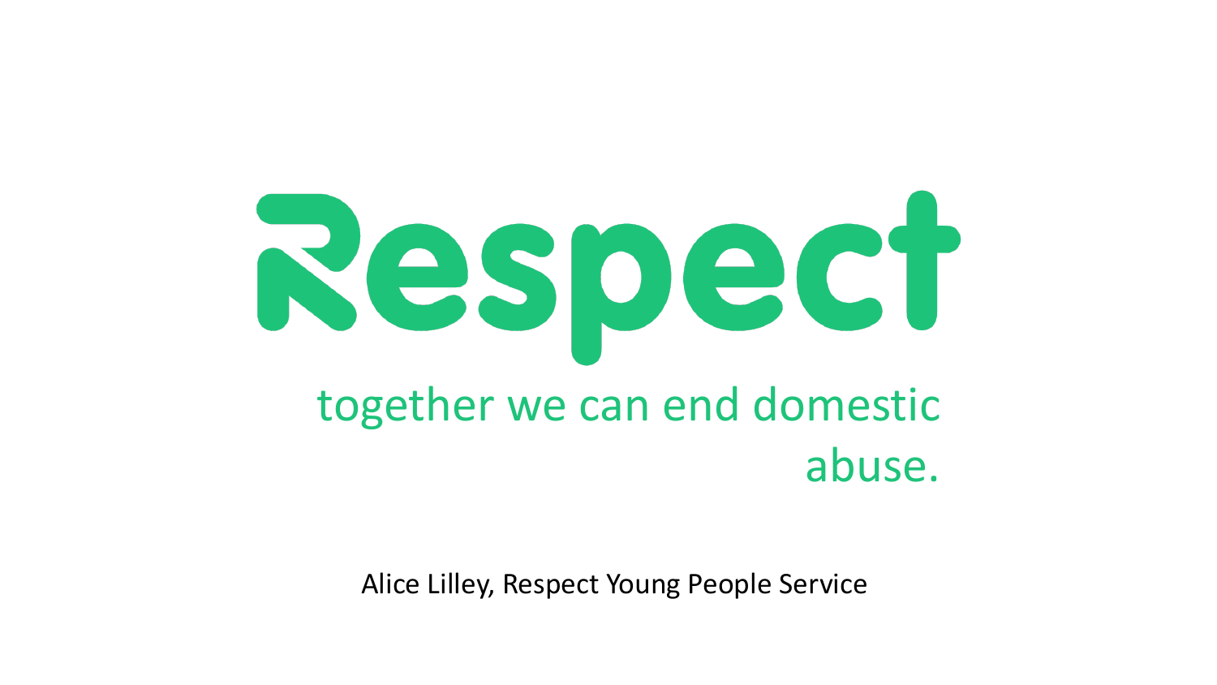# Respect

together we can end domestic abuse.

Alice Lilley, Respect Young People Service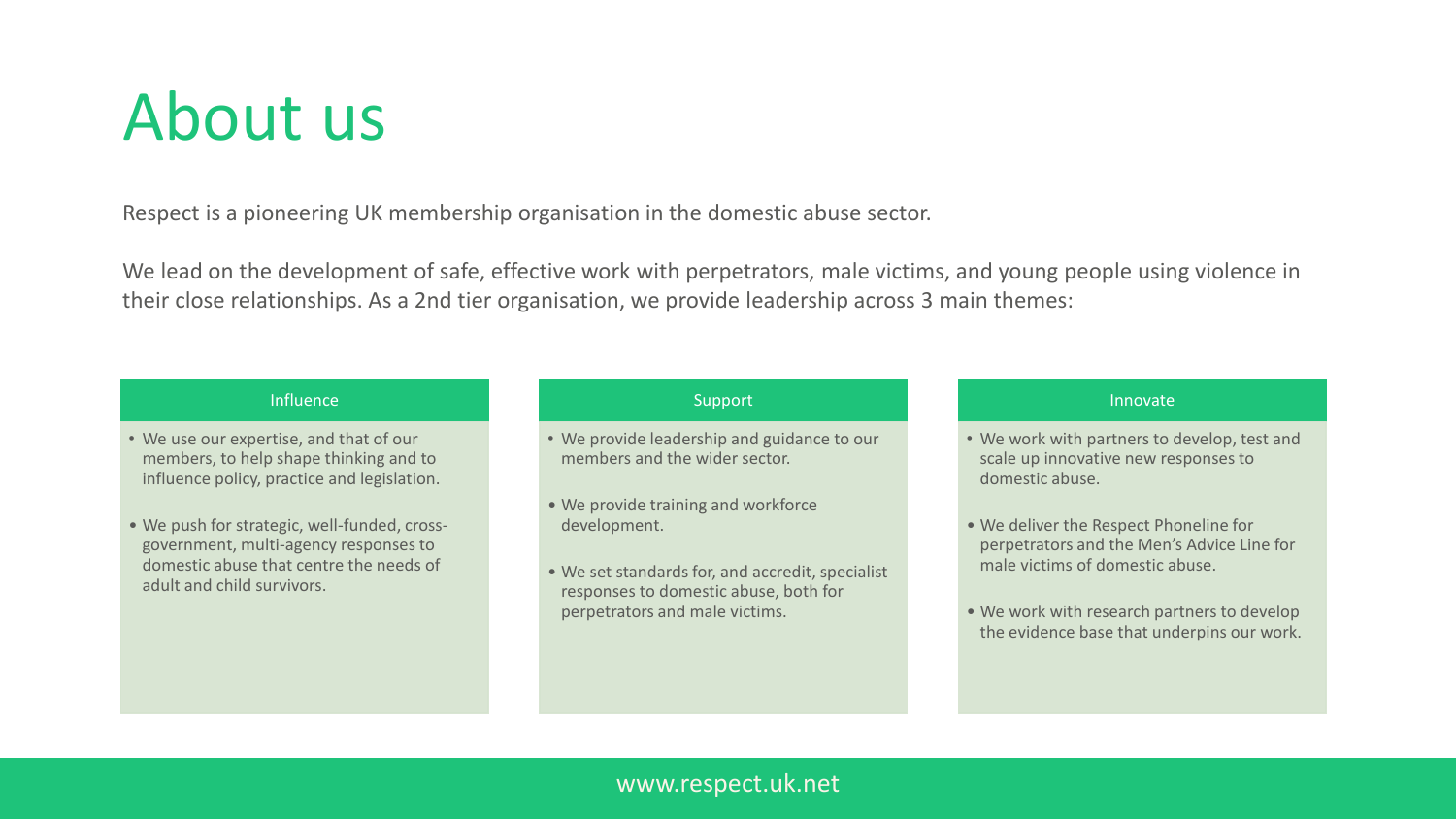# About us

Respect is a pioneering UK membership organisation in the domestic abuse sector.

We lead on the development of safe, effective work with perpetrators, male victims, and young people using violence in their close relationships. As a 2nd tier organisation, we provide leadership across 3 main themes:

### Influence

- We use our expertise, and that of our members, to help shape thinking and to influence policy, practice and legislation.
- We push for strategic, well-funded, cross-government, multi-agency responses to domestic abuse that centre the needs of adult and child survivors.

### Support

- We provide leadership and guidance to our members and the wider sector.
- We provide training and workforce development.
- We set standards for, and accredit, specialist responses to domestic abuse, both for perpetrators and male victims.

### Innovate

- We work with partners to develop, test and scale up innovative new responses to domestic abuse.
- We deliver the Respect Phoneline for perpetrators and the Men's Advice Line for male victims of domestic abuse.
- We work with research partners to develop the evidence base that underpins our work.

www.respect.uk.net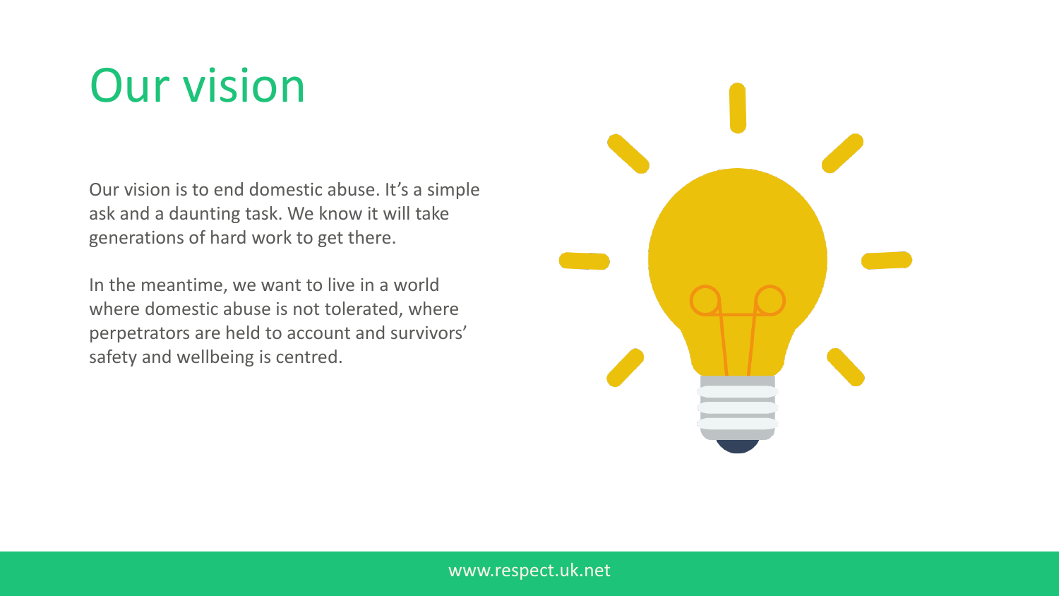# Our vision

Our vision is to end domestic abuse. It's a simple ask and a daunting task. We know it will take generations of hard work to get there.

In the meantime, we want to live in a world where domestic abuse is not tolerated, where perpetrators are held to account and survivors' safety and wellbeing is centred.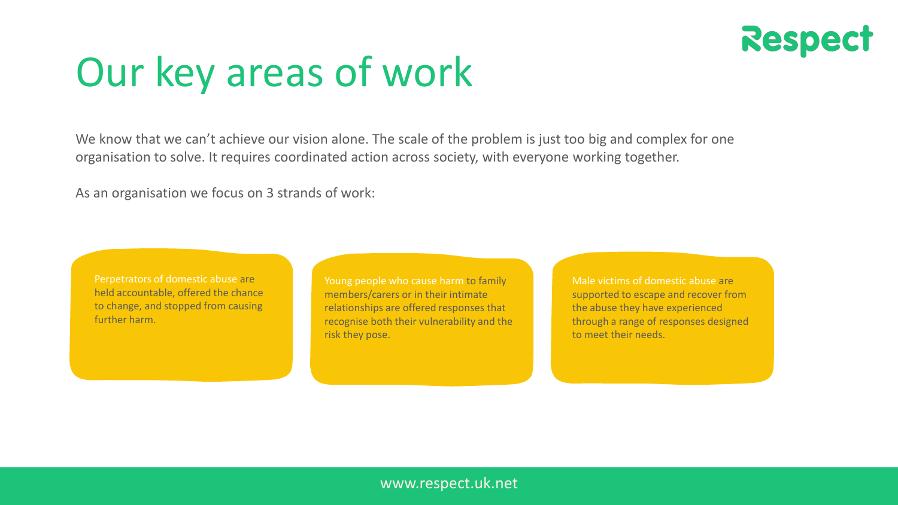# Our key areas of work

We know that we can't achieve our vision alone. The scale of the problem is just too big and complex for one organisation to solve. It requires coordinated action across society, with everyone working together.

As an organisation we focus on 3 strands of work:

- **Perpetrators of domestic abuse** are held accountable, offered the chance to change, and stopped from causing further harm.
- **Young people who cause harm** to family members/carers or in their intimate relationships are offered responses that recognise both their vulnerability and the risk they pose.
- **Male victims of domestic abuse** are supported to escape and recover from the abuse they have experienced through a range of responses designed to meet their needs.

www.respect.uk.net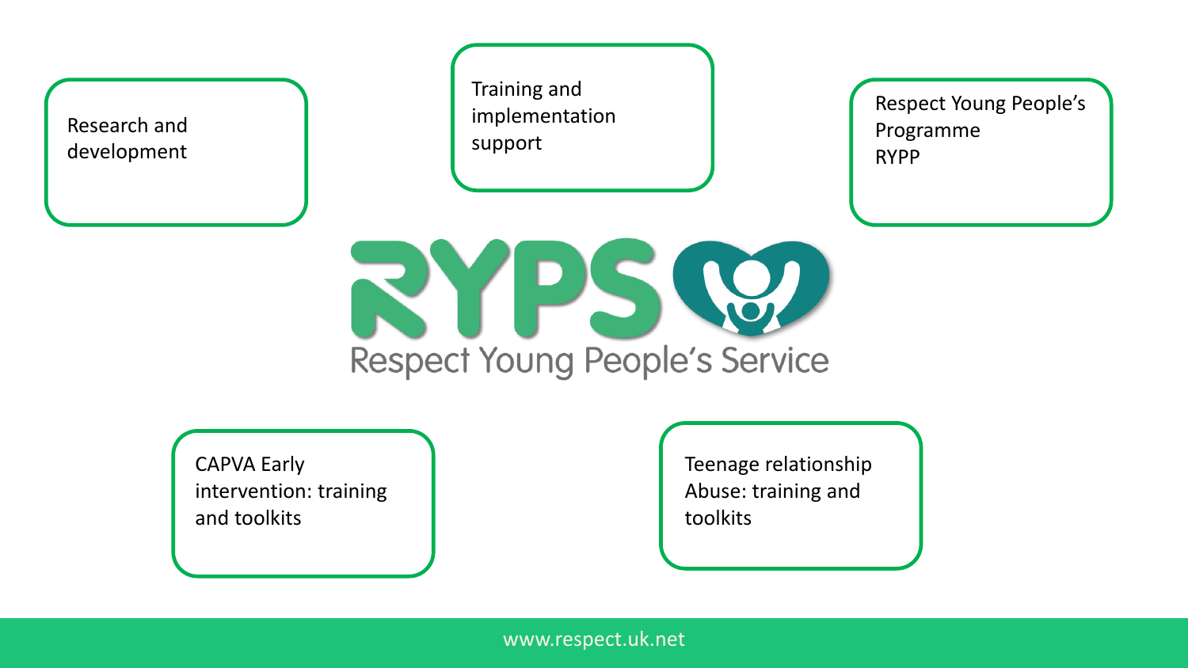# RYPS

Respect Young People's Service

- Research and development
- Training and implementation support
- Respect Young People's Programme RYPP
- CAPVA Early intervention: training and toolkits
- Teenage relationship Abuse: training and toolkits

www.respect.uk.net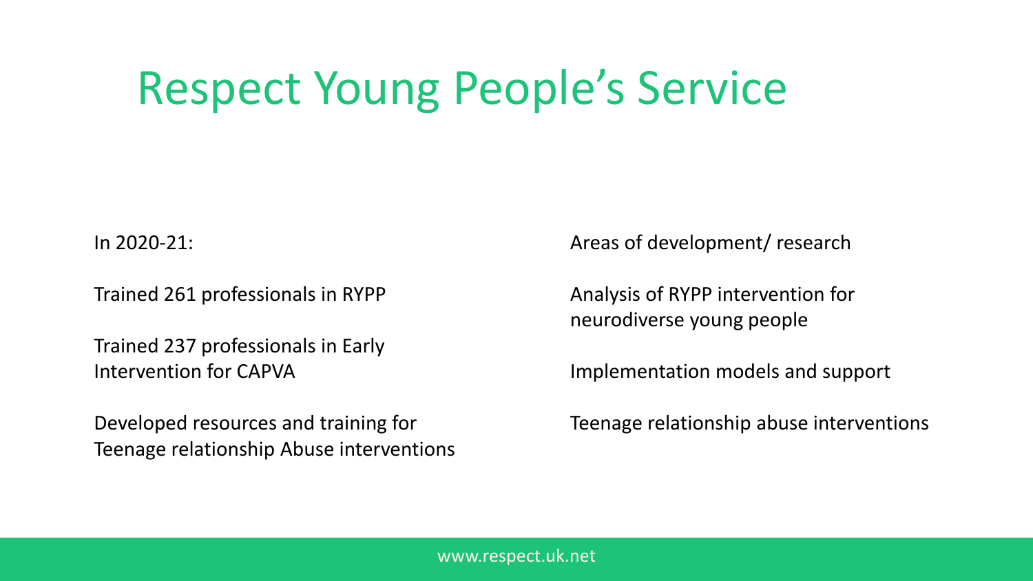# Respect Young People's Service

In 2020-21:

Trained 261 professionals in RYPP

Trained 237 professionals in Early Intervention for CAPVA

Developed resources and training for Teenage relationship Abuse interventions

Areas of development/ research

Analysis of RYPP intervention for neurodiverse young people

Implementation models and support

Teenage relationship abuse interventions

www.respect.uk.net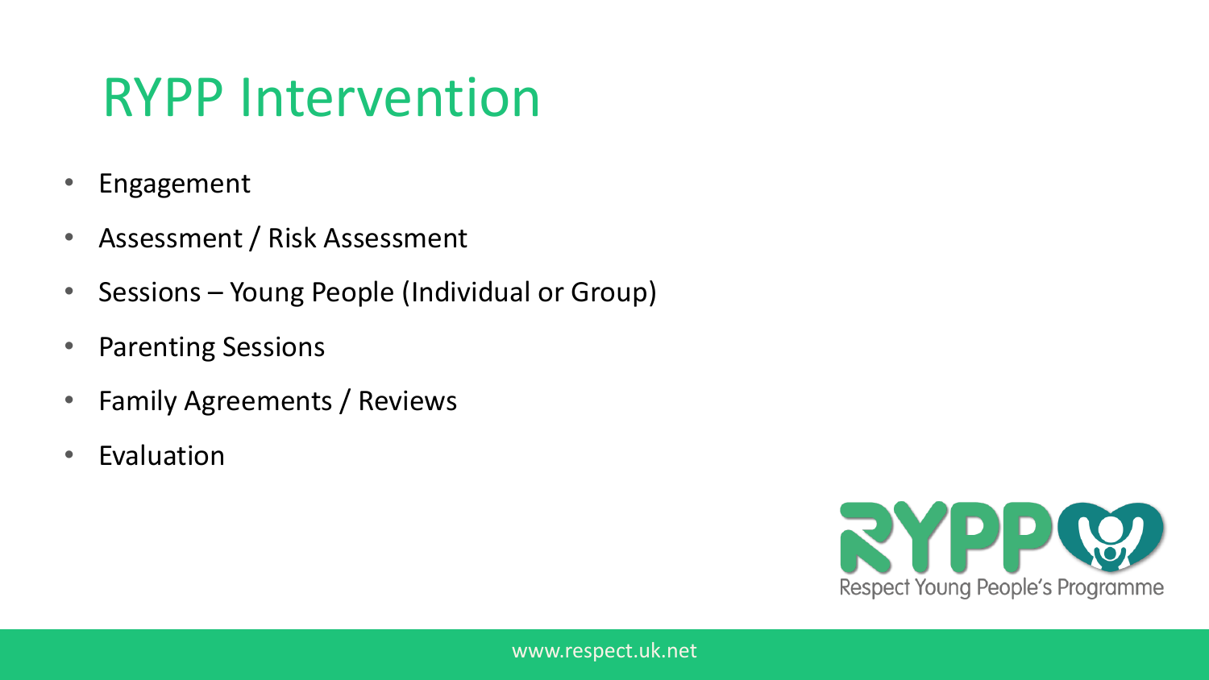# RYPP Intervention

- Engagement
- Assessment / Risk Assessment
- Sessions – Young People (Individual or Group)
- Parenting Sessions
- Family Agreements / Reviews
- Evaluation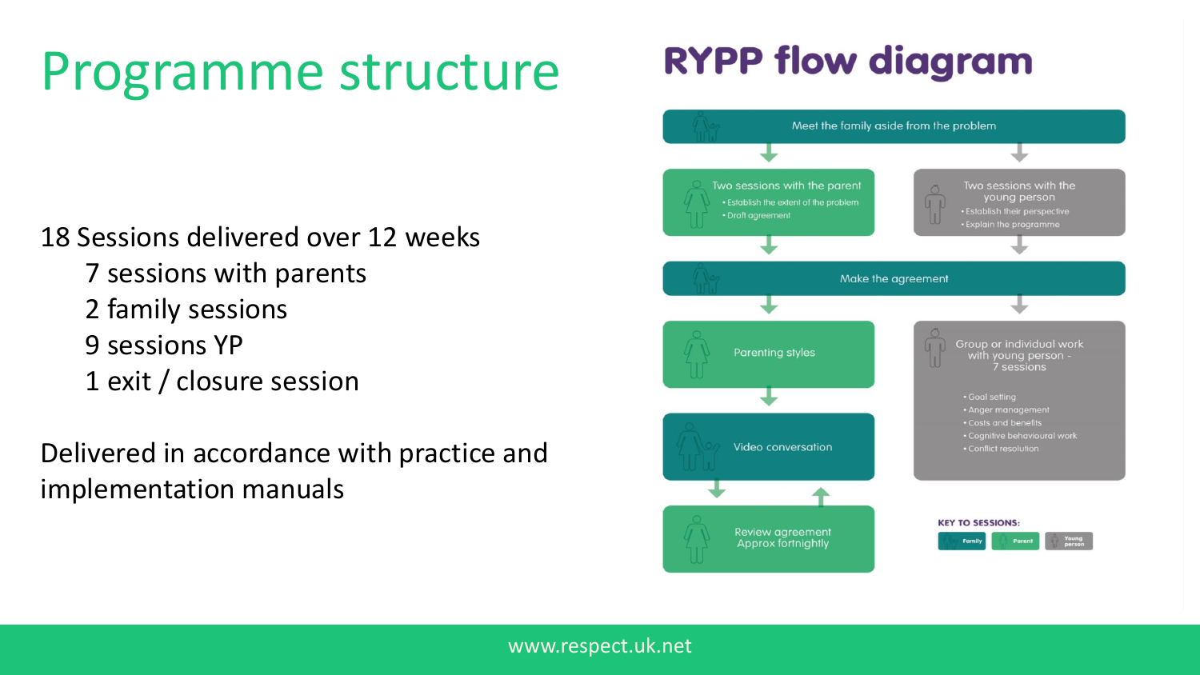# Programme structure

18 Sessions delivered over 12 weeks

- 7 sessions with parents
- 2 family sessions
- 9 sessions YP
- 1 exit / closure session

Delivered in accordance with practice and implementation manuals

## RYPP flow diagram

Meet the family aside from the problem

Two sessions with the parent
- Establish the extent of the problem
- Draft agreement

Two sessions with the young person
- Establish their perspective
- Explain the programme

Make the agreement

Parenting styles

Video conversation

Review agreement Approx fortnightly

Group or individual work with young person - 7 sessions
- Goal setting
- Anger management
- Costs and benefits
- Cognitive behavioural work
- Conflict resolution

KEY TO SESSIONS: Family | Parent | Young person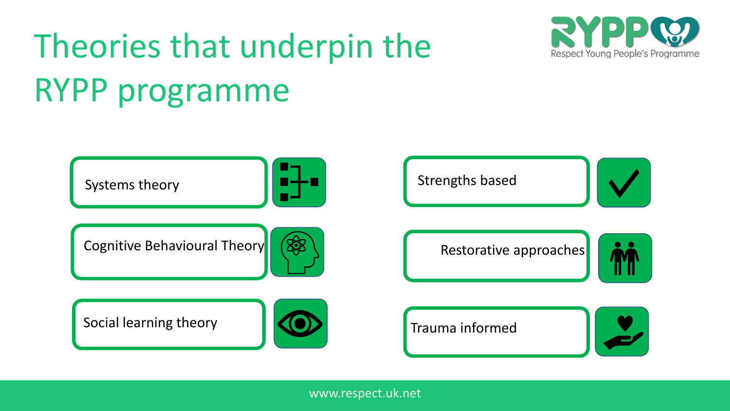# Theories that underpin the RYPP programme

- Systems theory
- Cognitive Behavioural Theory
- Social learning theory
- Strengths based
- Restorative approaches
- Trauma informed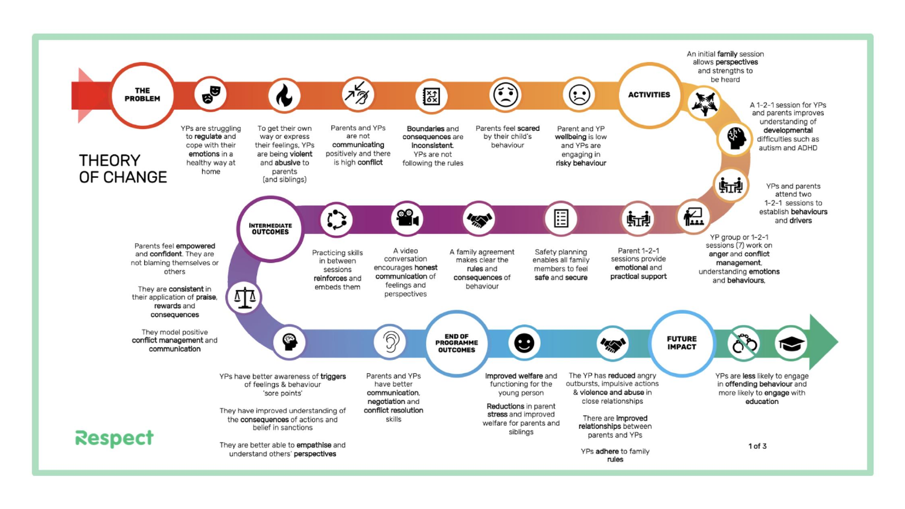# THEORY OF CHANGE

## THE PROBLEM

- YPs are struggling to **regulate** and cope with their **emotions** in a healthy way at home
- To get their own way or express their feelings, YPs are being **violent** and abusive to parents (and siblings)
- Parents and YPs are not **communicating** positively and there is high **conflict**
- **Boundaries** and **consequences** are **inconsistent**. YPs are not following the rules
- Parents feel **scared** by their child's behaviour
- Parent and YP **wellbeing** is low and YPs are engaging in **risky behaviour**

## ACTIVITIES

- An initial **family** session allows **perspectives** and strengths to be heard
- A 1-2-1 session for YPs and parents improves understanding of **developmental** difficulties such as autism and ADHD
- YPs and parents attend two 1-2-1 sessions to establish **behaviours** and **drivers**
- YP group or 1-2-1 sessions (7) work on **anger** and **conflict management**, understanding **emotions** and behaviours,
- Parent 1-2-1 sessions provide **emotional** and **practical support**
- Safety planning enables all family members to feel **safe** and **secure**
- A family agreement makes clear the **rules** and **consequences** of behaviour
- A video conversation encourages **honest communication** of feelings and perspectives
- Practicing skills in between sessions **reinforces** and embeds them

## INTERMEDIATE OUTCOMES

- Parents feel **empowered** and **confident**. They are not blaming themselves or others
- They are **consistent** in their application of **praise**, **rewards** and **consequences**
- They model positive **conflict management** and **communication**
- YPs have better awareness of **triggers** of feelings & behaviour 'sore points'
- They have improved understanding of the **consequences** of actions and belief in sanctions
- They are better able to **empathise** and understand others' **perspectives**
- Parents and YPs have better **communication**, **negotiation** and **conflict resolution** skills

## END OF PROGRAMME OUTCOMES

- **Improved welfare** and functioning for the young person
- **Reductions** in parent **stress** and improved welfare for parents and siblings
- The YP has **reduced** angry outbursts, impulsive actions & **violence and abuse** in close relationships
- There are **improved relationships** between parents and YPs
- YPs **adhere** to family **rules**

## FUTURE IMPACT

- YPs are **less** likely to engage in **offending** behaviour and more likely to **engage** with **education**

Respect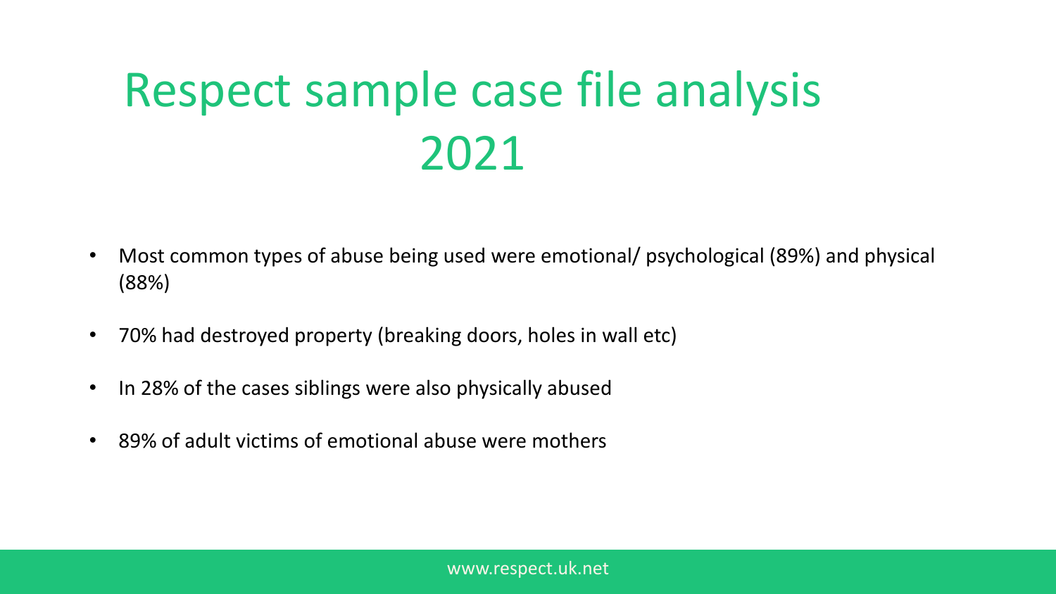# Respect sample case file analysis 2021

- Most common types of abuse being used were emotional/ psychological (89%) and physical (88%)
- 70% had destroyed property (breaking doors, holes in wall etc)
- In 28% of the cases siblings were also physically abused
- 89% of adult victims of emotional abuse were mothers

www.respect.uk.net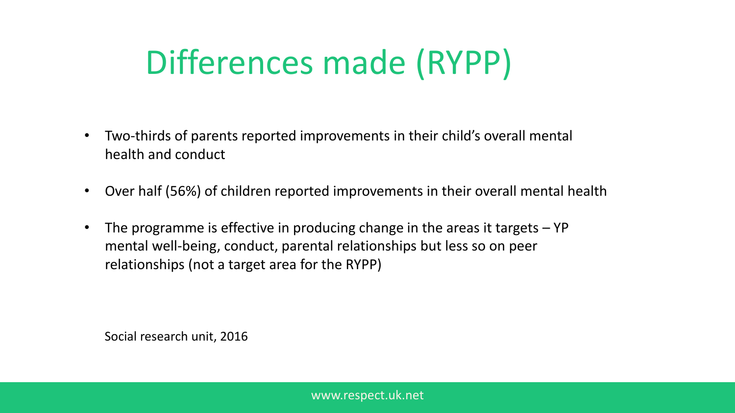# Differences made (RYPP)

- Two-thirds of parents reported improvements in their child's overall mental health and conduct
- Over half (56%) of children reported improvements in their overall mental health
- The programme is effective in producing change in the areas it targets – YP mental well-being, conduct, parental relationships but less so on peer relationships (not a target area for the RYPP)

Social research unit, 2016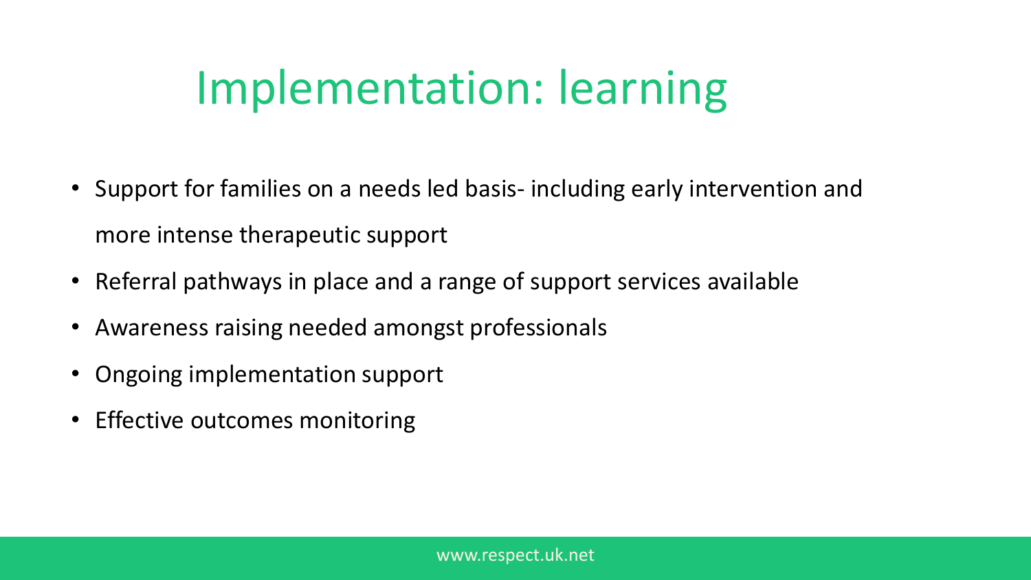# Implementation: learning

- Support for families on a needs led basis- including early intervention and more intense therapeutic support
- Referral pathways in place and a range of support services available
- Awareness raising needed amongst professionals
- Ongoing implementation support
- Effective outcomes monitoring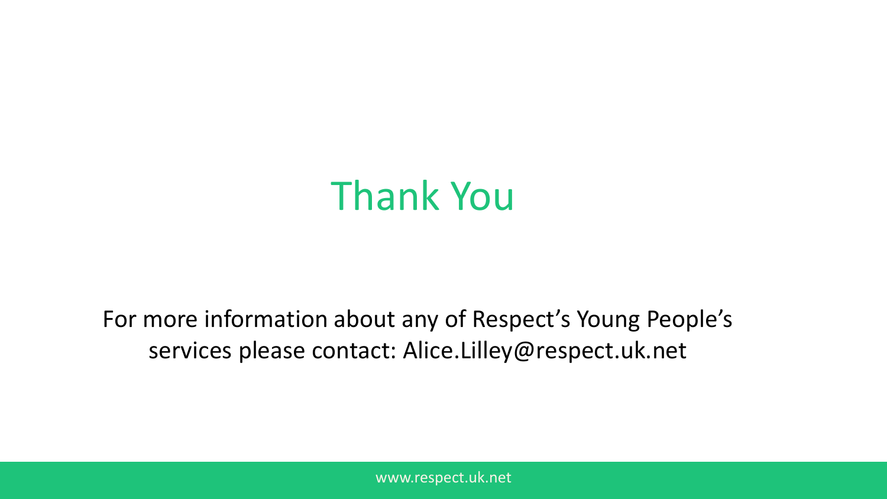# Thank You

For more information about any of Respect's Young People's services please contact: Alice.Lilley@respect.uk.net

www.respect.uk.net